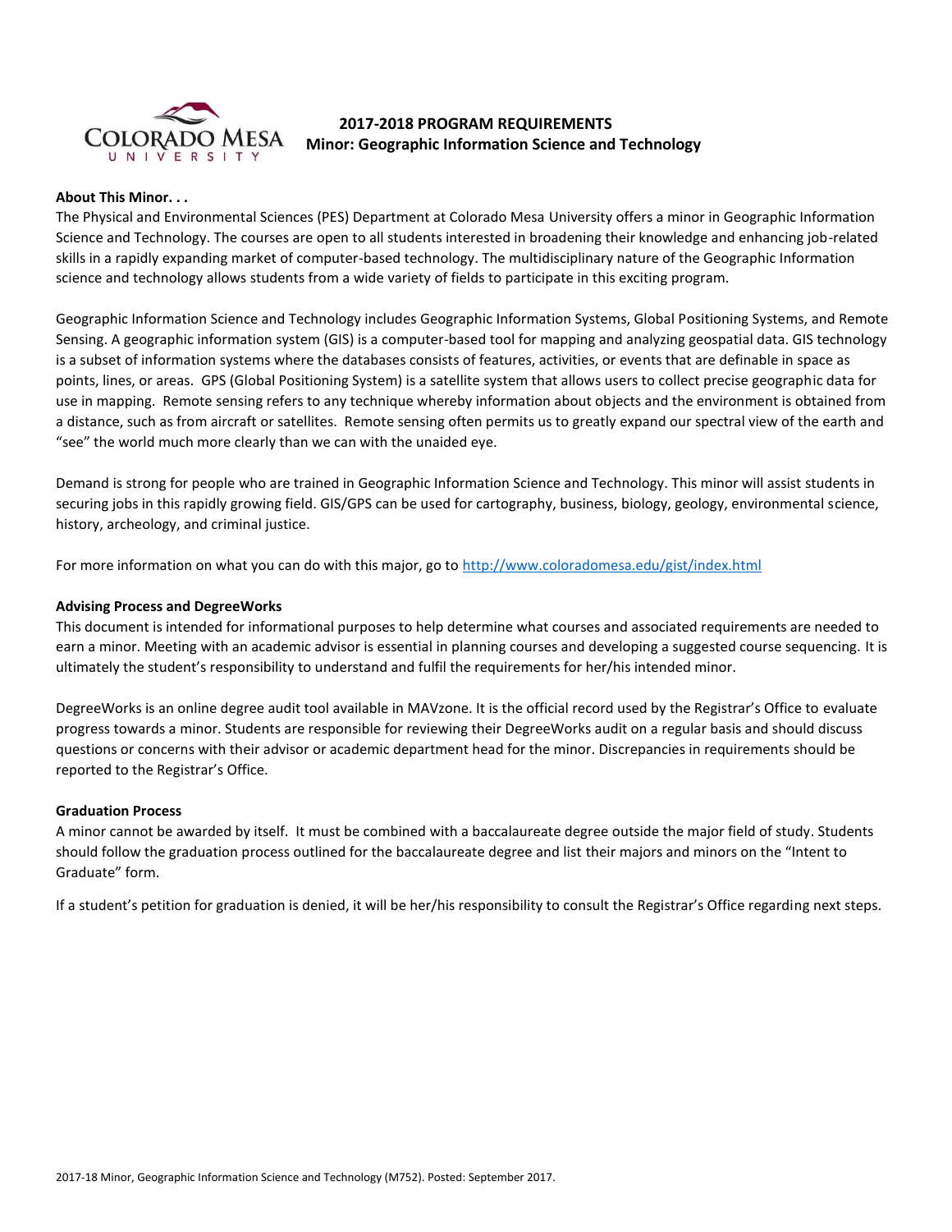# 2017-2018 PROGRAM REQUIREMENTS
## Minor: Geographic Information Science and Technology

**About This Minor. . .**

The Physical and Environmental Sciences (PES) Department at Colorado Mesa University offers a minor in Geographic Information Science and Technology. The courses are open to all students interested in broadening their knowledge and enhancing job-related skills in a rapidly expanding market of computer-based technology. The multidisciplinary nature of the Geographic Information science and technology allows students from a wide variety of fields to participate in this exciting program.

Geographic Information Science and Technology includes Geographic Information Systems, Global Positioning Systems, and Remote Sensing. A geographic information system (GIS) is a computer-based tool for mapping and analyzing geospatial data. GIS technology is a subset of information systems where the databases consists of features, activities, or events that are definable in space as points, lines, or areas. GPS (Global Positioning System) is a satellite system that allows users to collect precise geographic data for use in mapping. Remote sensing refers to any technique whereby information about objects and the environment is obtained from a distance, such as from aircraft or satellites. Remote sensing often permits us to greatly expand our spectral view of the earth and “see” the world much more clearly than we can with the unaided eye.

Demand is strong for people who are trained in Geographic Information Science and Technology. This minor will assist students in securing jobs in this rapidly growing field. GIS/GPS can be used for cartography, business, biology, geology, environmental science, history, archeology, and criminal justice.

For more information on what you can do with this major, go to [http://www.coloradomesa.edu/gist/index.html](http://www.coloradomesa.edu/gist/index.html)

**Advising Process and DegreeWorks**

This document is intended for informational purposes to help determine what courses and associated requirements are needed to earn a minor. Meeting with an academic advisor is essential in planning courses and developing a suggested course sequencing. It is ultimately the student’s responsibility to understand and fulfil the requirements for her/his intended minor.

DegreeWorks is an online degree audit tool available in MAVzone. It is the official record used by the Registrar’s Office to evaluate progress towards a minor. Students are responsible for reviewing their DegreeWorks audit on a regular basis and should discuss questions or concerns with their advisor or academic department head for the minor. Discrepancies in requirements should be reported to the Registrar’s Office.

**Graduation Process**

A minor cannot be awarded by itself. It must be combined with a baccalaureate degree outside the major field of study. Students should follow the graduation process outlined for the baccalaureate degree and list their majors and minors on the “Intent to Graduate” form.

If a student’s petition for graduation is denied, it will be her/his responsibility to consult the Registrar’s Office regarding next steps.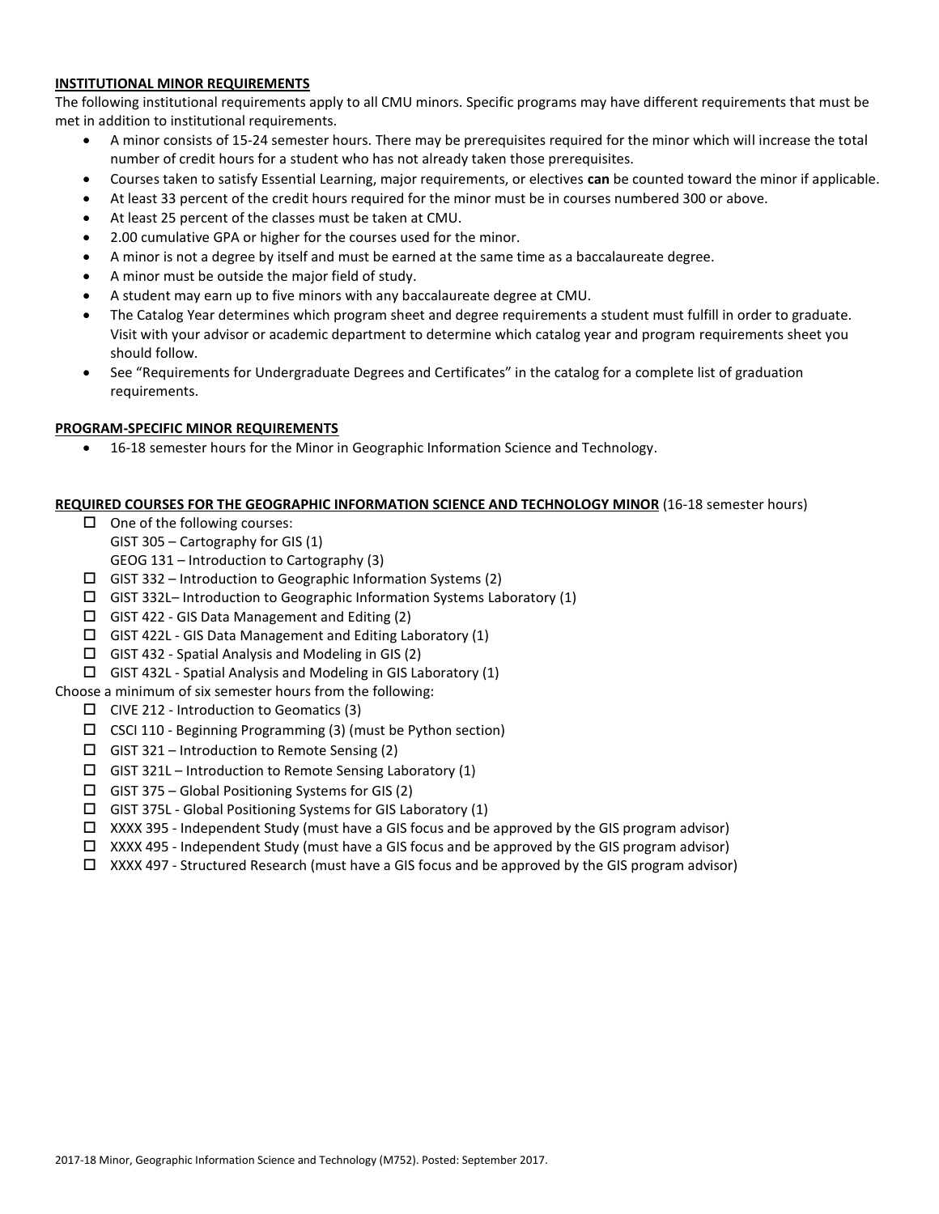**INSTITUTIONAL MINOR REQUIREMENTS**

The following institutional requirements apply to all CMU minors. Specific programs may have different requirements that must be met in addition to institutional requirements.

- A minor consists of 15-24 semester hours. There may be prerequisites required for the minor which will increase the total number of credit hours for a student who has not already taken those prerequisites.
- Courses taken to satisfy Essential Learning, major requirements, or electives **can** be counted toward the minor if applicable.
- At least 33 percent of the credit hours required for the minor must be in courses numbered 300 or above.
- At least 25 percent of the classes must be taken at CMU.
- 2.00 cumulative GPA or higher for the courses used for the minor.
- A minor is not a degree by itself and must be earned at the same time as a baccalaureate degree.
- A minor must be outside the major field of study.
- A student may earn up to five minors with any baccalaureate degree at CMU.
- The Catalog Year determines which program sheet and degree requirements a student must fulfill in order to graduate. Visit with your advisor or academic department to determine which catalog year and program requirements sheet you should follow.
- See "Requirements for Undergraduate Degrees and Certificates" in the catalog for a complete list of graduation requirements.

**PROGRAM-SPECIFIC MINOR REQUIREMENTS**

- 16-18 semester hours for the Minor in Geographic Information Science and Technology.

**REQUIRED COURSES FOR THE GEOGRAPHIC INFORMATION SCIENCE AND TECHNOLOGY MINOR** (16-18 semester hours)

- ☐ One of the following courses:
  GIST 305 – Cartography for GIS (1)
  GEOG 131 – Introduction to Cartography (3)
- ☐ GIST 332 – Introduction to Geographic Information Systems (2)
- ☐ GIST 332L– Introduction to Geographic Information Systems Laboratory (1)
- ☐ GIST 422 - GIS Data Management and Editing (2)
- ☐ GIST 422L - GIS Data Management and Editing Laboratory (1)
- ☐ GIST 432 - Spatial Analysis and Modeling in GIS (2)
- ☐ GIST 432L - Spatial Analysis and Modeling in GIS Laboratory (1)

Choose a minimum of six semester hours from the following:

- ☐ CIVE 212 - Introduction to Geomatics (3)
- ☐ CSCI 110 - Beginning Programming (3) (must be Python section)
- ☐ GIST 321 – Introduction to Remote Sensing (2)
- ☐ GIST 321L – Introduction to Remote Sensing Laboratory (1)
- ☐ GIST 375 – Global Positioning Systems for GIS (2)
- ☐ GIST 375L - Global Positioning Systems for GIS Laboratory (1)
- ☐ XXXX 395 - Independent Study (must have a GIS focus and be approved by the GIS program advisor)
- ☐ XXXX 495 - Independent Study (must have a GIS focus and be approved by the GIS program advisor)
- ☐ XXXX 497 - Structured Research (must have a GIS focus and be approved by the GIS program advisor)